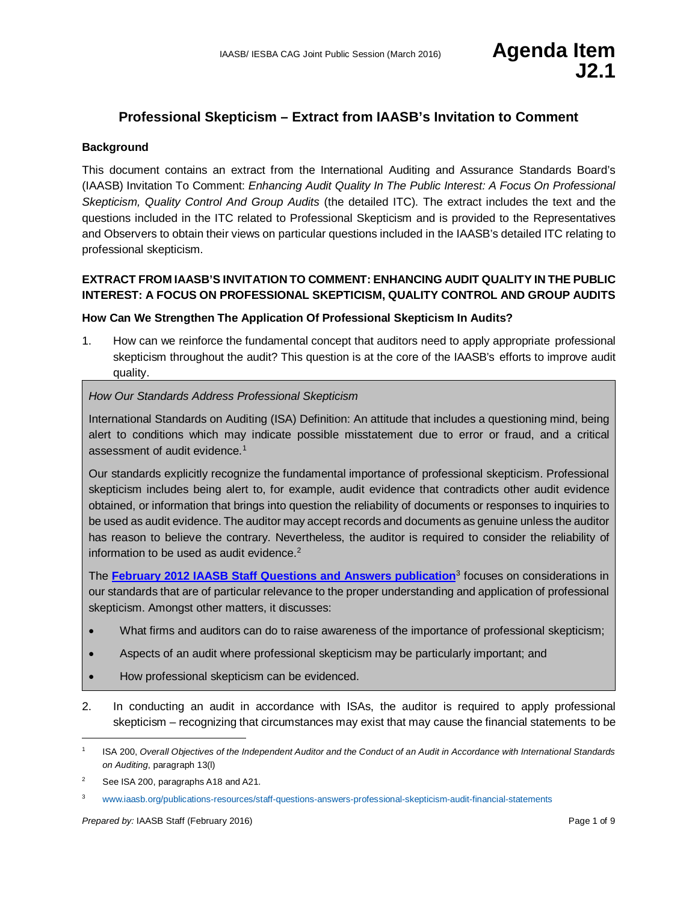# Agenda Item J2.1

## Professional Skepticism – Extract from IAASB's Invitation to Comment

### Background

This document contains an extract from the International Auditing and Assurance Standards Board's (IAASB) Invitation To Comment: *Enhancing Audit Quality In The Public Interest: A Focus On Professional Skepticism, Quality Control And Group Audits* (the detailed ITC). The extract includes the text and the questions included in the ITC related to Professional Skepticism and is provided to the Representatives and Observers to obtain their views on particular questions included in the IAASB's detailed ITC relating to professional skepticism.

### EXTRACT FROM IAASB'S INVITATION TO COMMENT: ENHANCING AUDIT QUALITY IN THE PUBLIC INTEREST: A FOCUS ON PROFESSIONAL SKEPTICISM, QUALITY CONTROL AND GROUP AUDITS

### How Can We Strengthen The Application Of Professional Skepticism In Audits?

1. How can we reinforce the fundamental concept that auditors need to apply appropriate professional skepticism throughout the audit? This question is at the core of the IAASB's efforts to improve audit quality.

> *How Our Standards Address Professional Skepticism*
>
> International Standards on Auditing (ISA) Definition: An attitude that includes a questioning mind, being alert to conditions which may indicate possible misstatement due to error or fraud, and a critical assessment of audit evidence.[1]
>
> Our standards explicitly recognize the fundamental importance of professional skepticism. Professional skepticism includes being alert to, for example, audit evidence that contradicts other audit evidence obtained, or information that brings into question the reliability of documents or responses to inquiries to be used as audit evidence. The auditor may accept records and documents as genuine unless the auditor has reason to believe the contrary. Nevertheless, the auditor is required to consider the reliability of information to be used as audit evidence.[2]
>
> The **February 2012 IAASB Staff Questions and Answers publication**[3] focuses on considerations in our standards that are of particular relevance to the proper understanding and application of professional skepticism. Amongst other matters, it discusses:
>
> - What firms and auditors can do to raise awareness of the importance of professional skepticism;
> - Aspects of an audit where professional skepticism may be particularly important; and
> - How professional skepticism can be evidenced.

2. In conducting an audit in accordance with ISAs, the auditor is required to apply professional skepticism – recognizing that circumstances may exist that may cause the financial statements to be

---

[1] ISA 200, *Overall Objectives of the Independent Auditor and the Conduct of an Audit in Accordance with International Standards on Auditing*, paragraph 13(l)

[2] See ISA 200, paragraphs A18 and A21.

[3] www.iaasb.org/publications-resources/staff-questions-answers-professional-skepticism-audit-financial-statements

*Prepared by:* IAASB Staff (February 2016)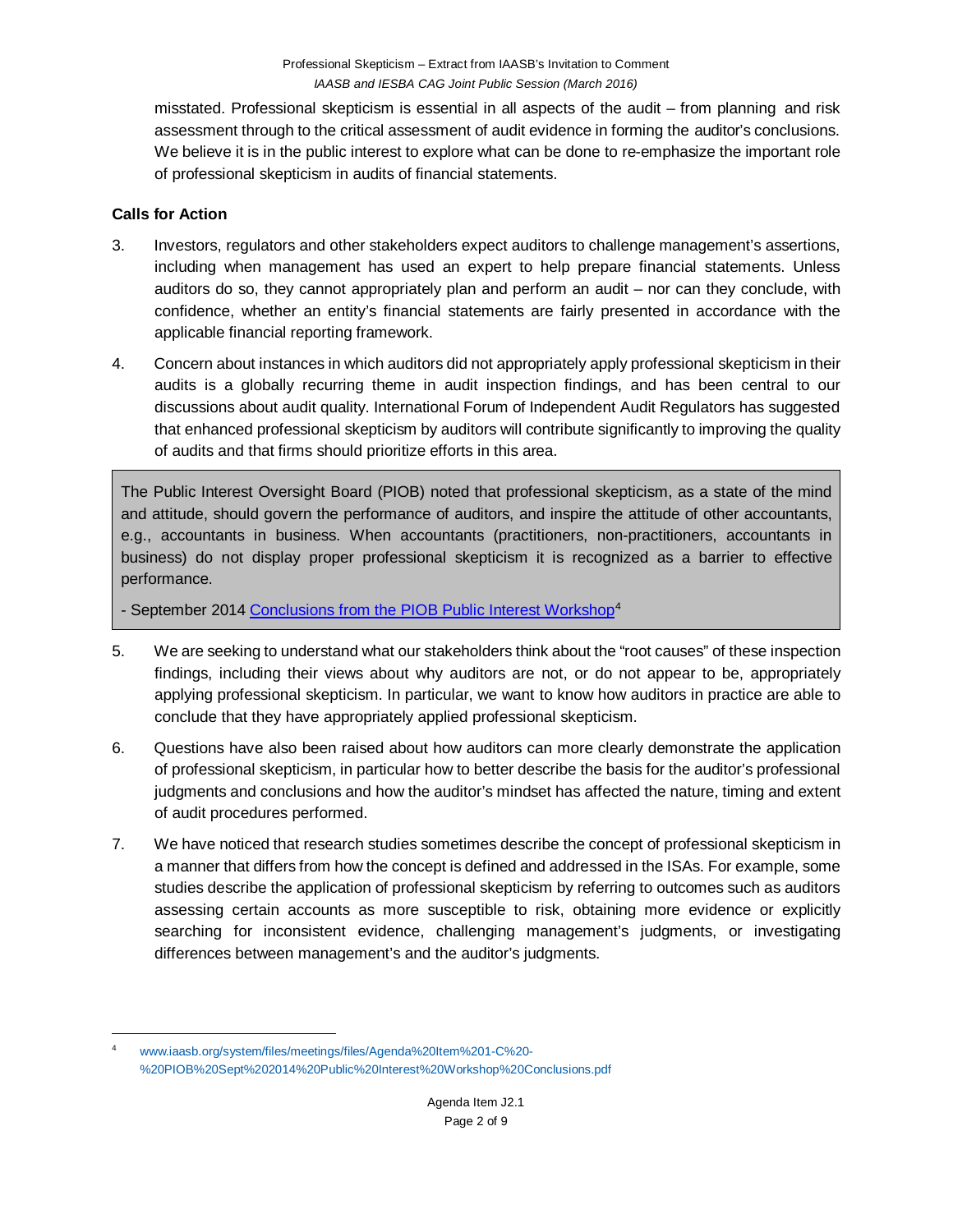misstated. Professional skepticism is essential in all aspects of the audit – from planning and risk assessment through to the critical assessment of audit evidence in forming the auditor's conclusions. We believe it is in the public interest to explore what can be done to re-emphasize the important role of professional skepticism in audits of financial statements.

**Calls for Action**

3. Investors, regulators and other stakeholders expect auditors to challenge management's assertions, including when management has used an expert to help prepare financial statements. Unless auditors do so, they cannot appropriately plan and perform an audit – nor can they conclude, with confidence, whether an entity's financial statements are fairly presented in accordance with the applicable financial reporting framework.

4. Concern about instances in which auditors did not appropriately apply professional skepticism in their audits is a globally recurring theme in audit inspection findings, and has been central to our discussions about audit quality. International Forum of Independent Audit Regulators has suggested that enhanced professional skepticism by auditors will contribute significantly to improving the quality of audits and that firms should prioritize efforts in this area.

> The Public Interest Oversight Board (PIOB) noted that professional skepticism, as a state of the mind and attitude, should govern the performance of auditors, and inspire the attitude of other accountants, e.g., accountants in business. When accountants (practitioners, non-practitioners, accountants in business) do not display proper professional skepticism it is recognized as a barrier to effective performance.
>
> - September 2014 Conclusions from the PIOB Public Interest Workshop[4]

5. We are seeking to understand what our stakeholders think about the "root causes" of these inspection findings, including their views about why auditors are not, or do not appear to be, appropriately applying professional skepticism. In particular, we want to know how auditors in practice are able to conclude that they have appropriately applied professional skepticism.

6. Questions have also been raised about how auditors can more clearly demonstrate the application of professional skepticism, in particular how to better describe the basis for the auditor's professional judgments and conclusions and how the auditor's mindset has affected the nature, timing and extent of audit procedures performed.

7. We have noticed that research studies sometimes describe the concept of professional skepticism in a manner that differs from how the concept is defined and addressed in the ISAs. For example, some studies describe the application of professional skepticism by referring to outcomes such as auditors assessing certain accounts as more susceptible to risk, obtaining more evidence or explicitly searching for inconsistent evidence, challenging management's judgments, or investigating differences between management's and the auditor's judgments.

---

[4] www.iaasb.org/system/files/meetings/files/Agenda%20Item%201-C%20-%20PIOB%20Sept%202014%20Public%20Interest%20Workshop%20Conclusions.pdf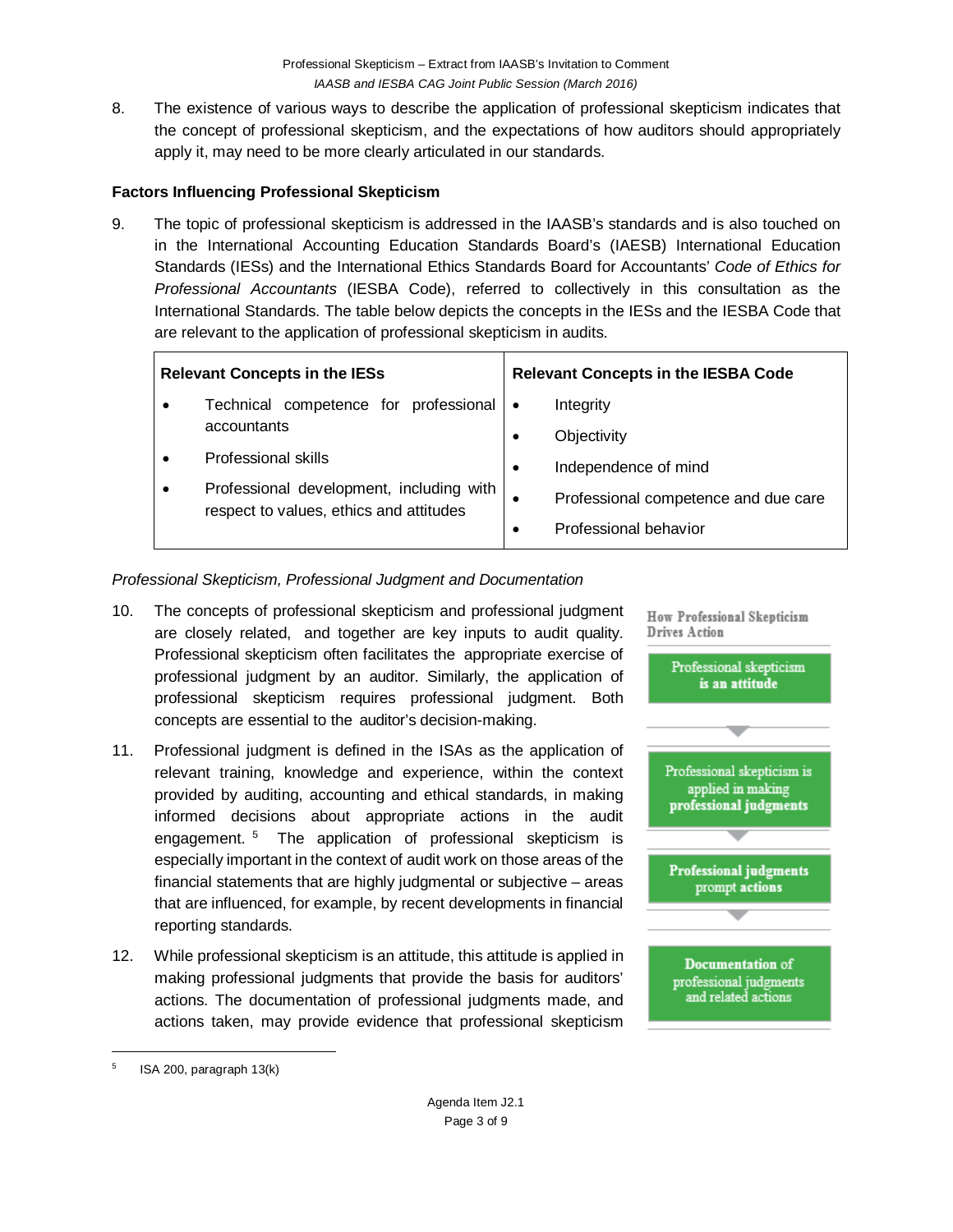8. The existence of various ways to describe the application of professional skepticism indicates that the concept of professional skepticism, and the expectations of how auditors should appropriately apply it, may need to be more clearly articulated in our standards.

### Factors Influencing Professional Skepticism

9. The topic of professional skepticism is addressed in the IAASB's standards and is also touched on in the International Accounting Education Standards Board's (IAESB) International Education Standards (IESs) and the International Ethics Standards Board for Accountants' *Code of Ethics for Professional Accountants* (IESBA Code), referred to collectively in this consultation as the International Standards. The table below depicts the concepts in the IESs and the IESBA Code that are relevant to the application of professional skepticism in audits.

| Relevant Concepts in the IESs | Relevant Concepts in the IESBA Code |
|---|---|
| • Technical competence for professional accountants<br>• Professional skills<br>• Professional development, including with respect to values, ethics and attitudes | • Integrity<br>• Objectivity<br>• Independence of mind<br>• Professional competence and due care<br>• Professional behavior |

*Professional Skepticism, Professional Judgment and Documentation*

10. The concepts of professional skepticism and professional judgment are closely related, and together are key inputs to audit quality. Professional skepticism often facilitates the appropriate exercise of professional judgment by an auditor. Similarly, the application of professional skepticism requires professional judgment. Both concepts are essential to the auditor's decision-making.

11. Professional judgment is defined in the ISAs as the application of relevant training, knowledge and experience, within the context provided by auditing, accounting and ethical standards, in making informed decisions about appropriate actions in the audit engagement.[5] The application of professional skepticism is especially important in the context of audit work on those areas of the financial statements that are highly judgmental or subjective – areas that are influenced, for example, by recent developments in financial reporting standards.

12. While professional skepticism is an attitude, this attitude is applied in making professional judgments that provide the basis for auditors' actions. The documentation of professional judgments made, and actions taken, may provide evidence that professional skepticism

**How Professional Skepticism Drives Action**

- Professional skepticism **is an attitude**
- Professional skepticism is applied in making **professional judgments**
- **Professional judgments** prompt **actions**
- **Documentation** of professional judgments and related actions

[5] ISA 200, paragraph 13(k)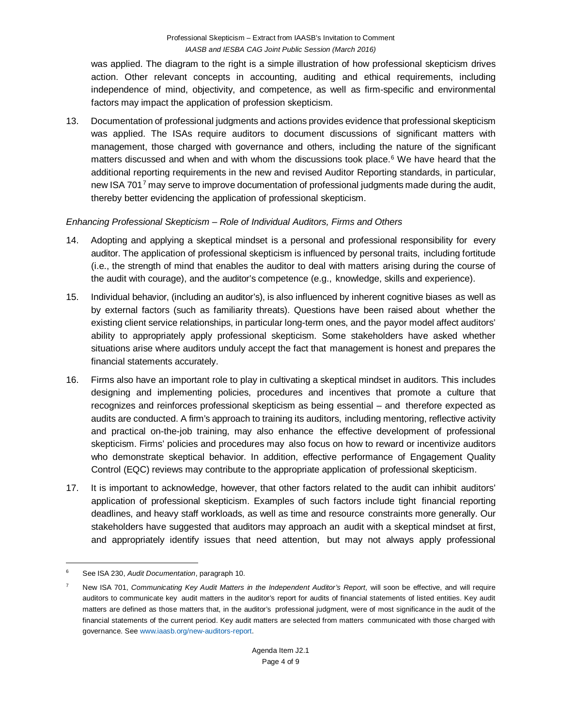was applied. The diagram to the right is a simple illustration of how professional skepticism drives action. Other relevant concepts in accounting, auditing and ethical requirements, including independence of mind, objectivity, and competence, as well as firm-specific and environmental factors may impact the application of profession skepticism.

13. Documentation of professional judgments and actions provides evidence that professional skepticism was applied. The ISAs require auditors to document discussions of significant matters with management, those charged with governance and others, including the nature of the significant matters discussed and when and with whom the discussions took place.[6] We have heard that the additional reporting requirements in the new and revised Auditor Reporting standards, in particular, new ISA 701[7] may serve to improve documentation of professional judgments made during the audit, thereby better evidencing the application of professional skepticism.

*Enhancing Professional Skepticism – Role of Individual Auditors, Firms and Others*

14. Adopting and applying a skeptical mindset is a personal and professional responsibility for every auditor. The application of professional skepticism is influenced by personal traits, including fortitude (i.e., the strength of mind that enables the auditor to deal with matters arising during the course of the audit with courage), and the auditor's competence (e.g., knowledge, skills and experience).

15. Individual behavior, (including an auditor's), is also influenced by inherent cognitive biases as well as by external factors (such as familiarity threats). Questions have been raised about whether the existing client service relationships, in particular long-term ones, and the payor model affect auditors' ability to appropriately apply professional skepticism. Some stakeholders have asked whether situations arise where auditors unduly accept the fact that management is honest and prepares the financial statements accurately.

16. Firms also have an important role to play in cultivating a skeptical mindset in auditors. This includes designing and implementing policies, procedures and incentives that promote a culture that recognizes and reinforces professional skepticism as being essential – and therefore expected as audits are conducted. A firm's approach to training its auditors, including mentoring, reflective activity and practical on-the-job training, may also enhance the effective development of professional skepticism. Firms' policies and procedures may also focus on how to reward or incentivize auditors who demonstrate skeptical behavior. In addition, effective performance of Engagement Quality Control (EQC) reviews may contribute to the appropriate application of professional skepticism.

17. It is important to acknowledge, however, that other factors related to the audit can inhibit auditors' application of professional skepticism. Examples of such factors include tight financial reporting deadlines, and heavy staff workloads, as well as time and resource constraints more generally. Our stakeholders have suggested that auditors may approach an audit with a skeptical mindset at first, and appropriately identify issues that need attention, but may not always apply professional

---

[6] See ISA 230, *Audit Documentation*, paragraph 10.

[7] New ISA 701, *Communicating Key Audit Matters in the Independent Auditor's Report,* will soon be effective, and will require auditors to communicate key audit matters in the auditor's report for audits of financial statements of listed entities. Key audit matters are defined as those matters that, in the auditor's professional judgment, were of most significance in the audit of the financial statements of the current period. Key audit matters are selected from matters communicated with those charged with governance. See www.iaasb.org/new-auditors-report.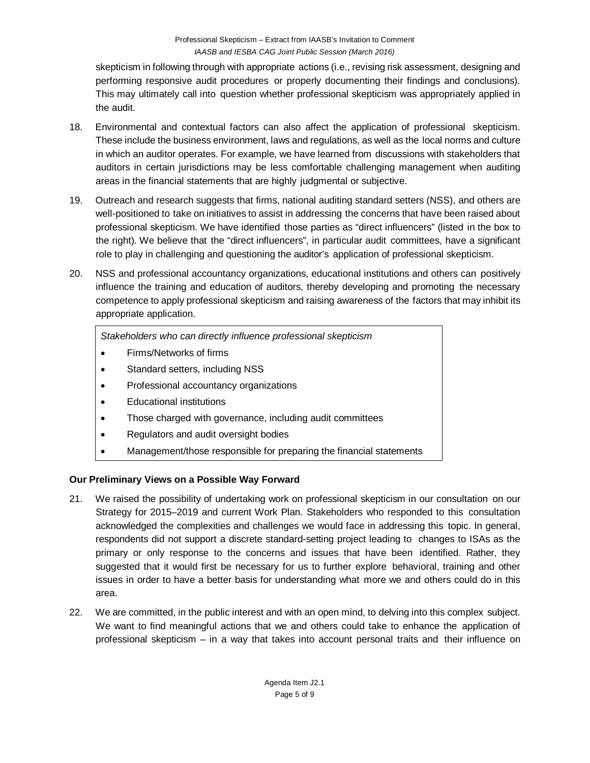skepticism in following through with appropriate actions (i.e., revising risk assessment, designing and performing responsive audit procedures or properly documenting their findings and conclusions). This may ultimately call into question whether professional skepticism was appropriately applied in the audit.

18. Environmental and contextual factors can also affect the application of professional skepticism. These include the business environment, laws and regulations, as well as the local norms and culture in which an auditor operates. For example, we have learned from discussions with stakeholders that auditors in certain jurisdictions may be less comfortable challenging management when auditing areas in the financial statements that are highly judgmental or subjective.

19. Outreach and research suggests that firms, national auditing standard setters (NSS), and others are well-positioned to take on initiatives to assist in addressing the concerns that have been raised about professional skepticism. We have identified those parties as "direct influencers" (listed in the box to the right). We believe that the "direct influencers", in particular audit committees, have a significant role to play in challenging and questioning the auditor's application of professional skepticism.

20. NSS and professional accountancy organizations, educational institutions and others can positively influence the training and education of auditors, thereby developing and promoting the necessary competence to apply professional skepticism and raising awareness of the factors that may inhibit its appropriate application.

> *Stakeholders who can directly influence professional skepticism*
>
> - Firms/Networks of firms
> - Standard setters, including NSS
> - Professional accountancy organizations
> - Educational institutions
> - Those charged with governance, including audit committees
> - Regulators and audit oversight bodies
> - Management/those responsible for preparing the financial statements

**Our Preliminary Views on a Possible Way Forward**

21. We raised the possibility of undertaking work on professional skepticism in our consultation on our Strategy for 2015–2019 and current Work Plan. Stakeholders who responded to this consultation acknowledged the complexities and challenges we would face in addressing this topic. In general, respondents did not support a discrete standard-setting project leading to changes to ISAs as the primary or only response to the concerns and issues that have been identified. Rather, they suggested that it would first be necessary for us to further explore behavioral, training and other issues in order to have a better basis for understanding what more we and others could do in this area.

22. We are committed, in the public interest and with an open mind, to delving into this complex subject. We want to find meaningful actions that we and others could take to enhance the application of professional skepticism – in a way that takes into account personal traits and their influence on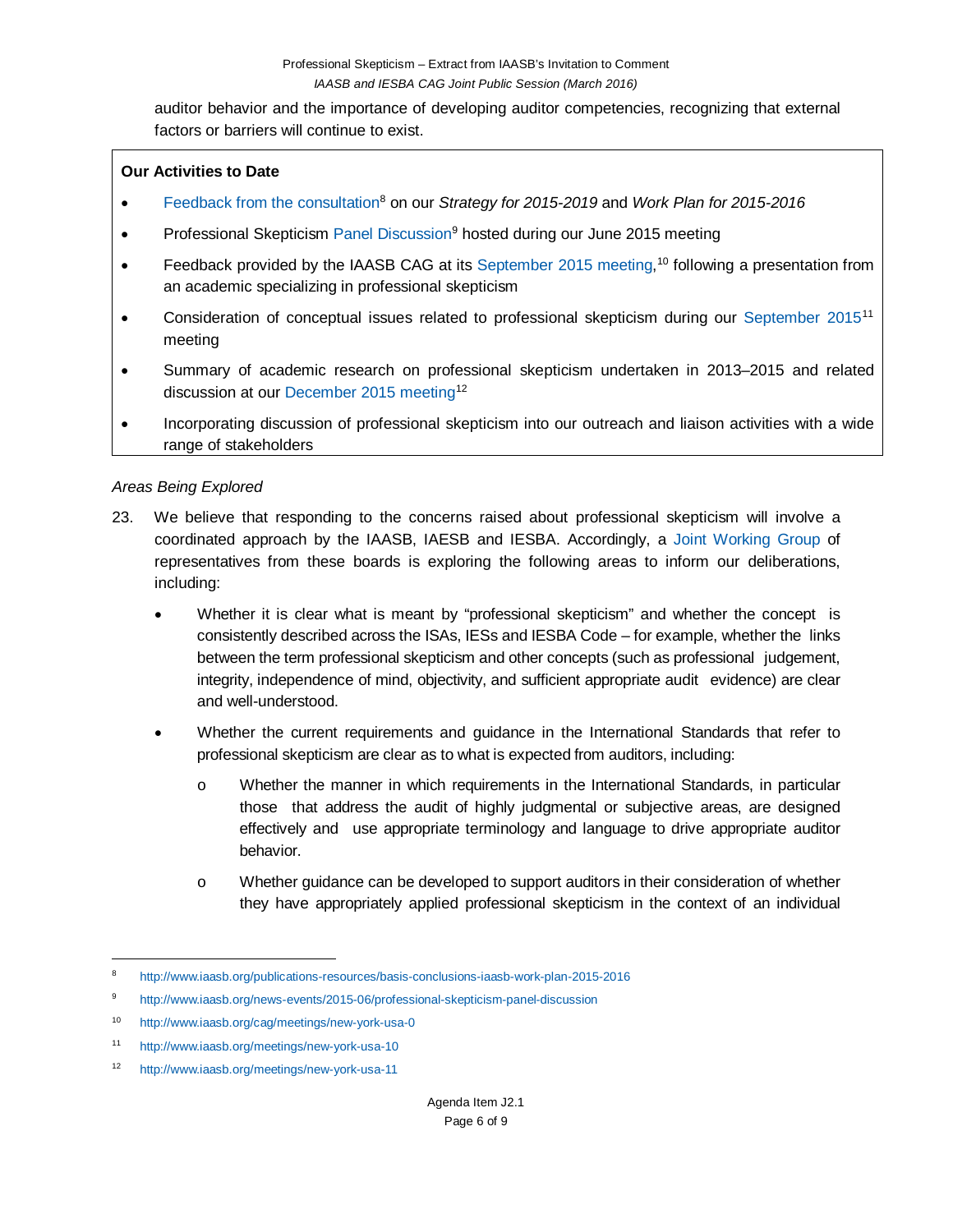auditor behavior and the importance of developing auditor competencies, recognizing that external factors or barriers will continue to exist.

**Our Activities to Date**

- Feedback from the consultation[8] on our *Strategy for 2015-2019* and *Work Plan for 2015-2016*
- Professional Skepticism Panel Discussion[9] hosted during our June 2015 meeting
- Feedback provided by the IAASB CAG at its September 2015 meeting,[10] following a presentation from an academic specializing in professional skepticism
- Consideration of conceptual issues related to professional skepticism during our September 2015[11] meeting
- Summary of academic research on professional skepticism undertaken in 2013–2015 and related discussion at our December 2015 meeting[12]
- Incorporating discussion of professional skepticism into our outreach and liaison activities with a wide range of stakeholders

*Areas Being Explored*

23. We believe that responding to the concerns raised about professional skepticism will involve a coordinated approach by the IAASB, IAESB and IESBA. Accordingly, a Joint Working Group of representatives from these boards is exploring the following areas to inform our deliberations, including:

    - Whether it is clear what is meant by "professional skepticism" and whether the concept is consistently described across the ISAs, IESs and IESBA Code – for example, whether the links between the term professional skepticism and other concepts (such as professional judgement, integrity, independence of mind, objectivity, and sufficient appropriate audit evidence) are clear and well-understood.
    - Whether the current requirements and guidance in the International Standards that refer to professional skepticism are clear as to what is expected from auditors, including:
        - Whether the manner in which requirements in the International Standards, in particular those that address the audit of highly judgmental or subjective areas, are designed effectively and use appropriate terminology and language to drive appropriate auditor behavior.
        - Whether guidance can be developed to support auditors in their consideration of whether they have appropriately applied professional skepticism in the context of an individual

---

[8] http://www.iaasb.org/publications-resources/basis-conclusions-iaasb-work-plan-2015-2016

[9] http://www.iaasb.org/news-events/2015-06/professional-skepticism-panel-discussion

[10] http://www.iaasb.org/cag/meetings/new-york-usa-0

[11] http://www.iaasb.org/meetings/new-york-usa-10

[12] http://www.iaasb.org/meetings/new-york-usa-11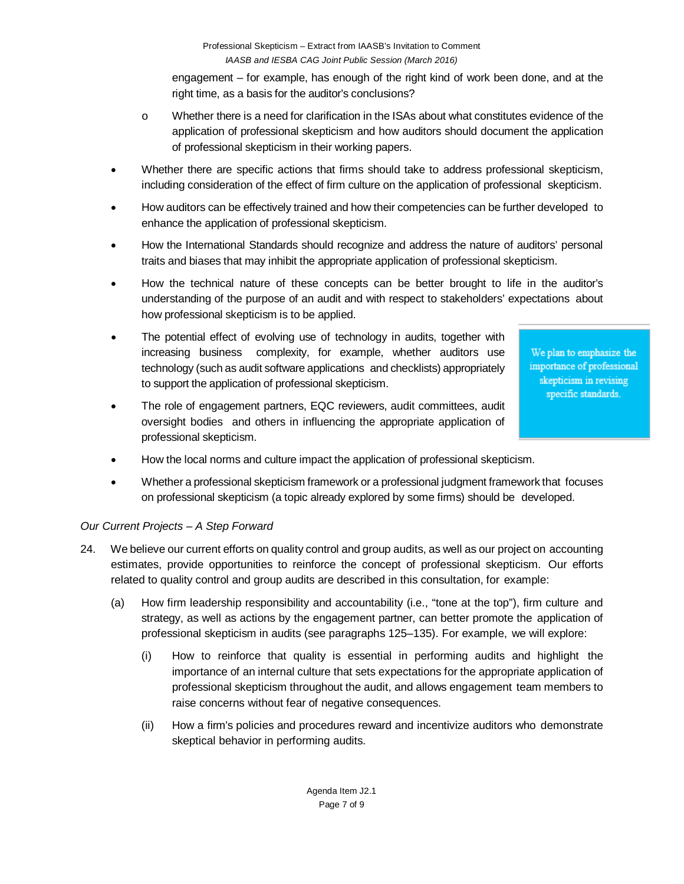engagement – for example, has enough of the right kind of work been done, and at the right time, as a basis for the auditor's conclusions?

  - Whether there is a need for clarification in the ISAs about what constitutes evidence of the application of professional skepticism and how auditors should document the application of professional skepticism in their working papers.

- Whether there are specific actions that firms should take to address professional skepticism, including consideration of the effect of firm culture on the application of professional skepticism.
- How auditors can be effectively trained and how their competencies can be further developed to enhance the application of professional skepticism.
- How the International Standards should recognize and address the nature of auditors' personal traits and biases that may inhibit the appropriate application of professional skepticism.
- How the technical nature of these concepts can be better brought to life in the auditor's understanding of the purpose of an audit and with respect to stakeholders' expectations about how professional skepticism is to be applied.
- The potential effect of evolving use of technology in audits, together with increasing business complexity, for example, whether auditors use technology (such as audit software applications and checklists) appropriately to support the application of professional skepticism.
- The role of engagement partners, EQC reviewers, audit committees, audit oversight bodies and others in influencing the appropriate application of professional skepticism.
- How the local norms and culture impact the application of professional skepticism.
- Whether a professional skepticism framework or a professional judgment framework that focuses on professional skepticism (a topic already explored by some firms) should be developed.

> We plan to emphasize the importance of professional skepticism in revising specific standards.

*Our Current Projects – A Step Forward*

24. We believe our current efforts on quality control and group audits, as well as our project on accounting estimates, provide opportunities to reinforce the concept of professional skepticism. Our efforts related to quality control and group audits are described in this consultation, for example:

    (a) How firm leadership responsibility and accountability (i.e., "tone at the top"), firm culture and strategy, as well as actions by the engagement partner, can better promote the application of professional skepticism in audits (see paragraphs 125–135). For example, we will explore:

      (i) How to reinforce that quality is essential in performing audits and highlight the importance of an internal culture that sets expectations for the appropriate application of professional skepticism throughout the audit, and allows engagement team members to raise concerns without fear of negative consequences.

      (ii) How a firm's policies and procedures reward and incentivize auditors who demonstrate skeptical behavior in performing audits.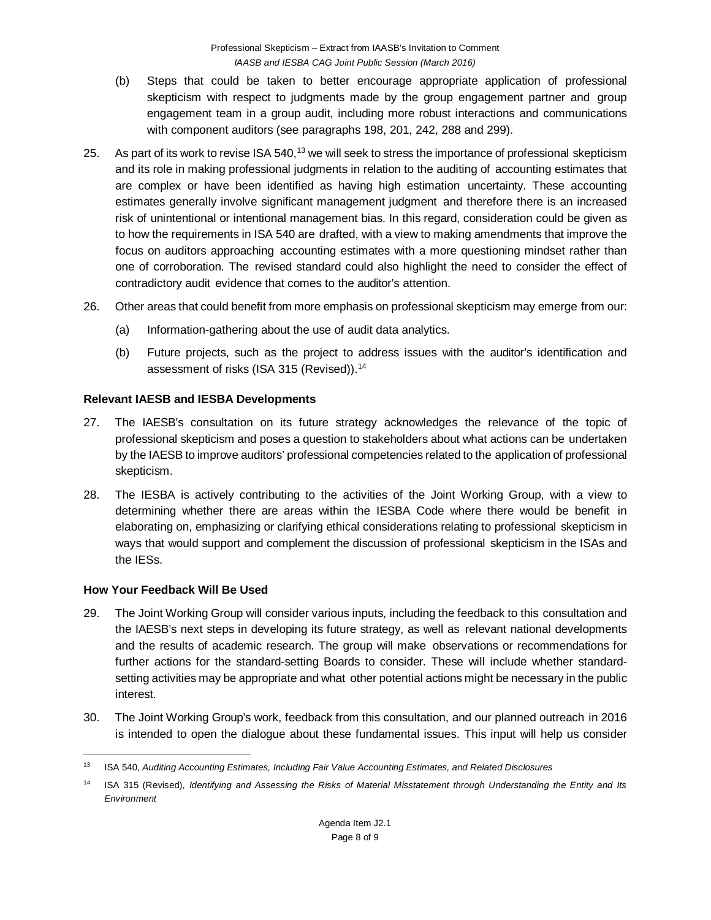(b) Steps that could be taken to better encourage appropriate application of professional skepticism with respect to judgments made by the group engagement partner and group engagement team in a group audit, including more robust interactions and communications with component auditors (see paragraphs 198, 201, 242, 288 and 299).

25. As part of its work to revise ISA 540,[13] we will seek to stress the importance of professional skepticism and its role in making professional judgments in relation to the auditing of accounting estimates that are complex or have been identified as having high estimation uncertainty. These accounting estimates generally involve significant management judgment and therefore there is an increased risk of unintentional or intentional management bias. In this regard, consideration could be given as to how the requirements in ISA 540 are drafted, with a view to making amendments that improve the focus on auditors approaching accounting estimates with a more questioning mindset rather than one of corroboration. The revised standard could also highlight the need to consider the effect of contradictory audit evidence that comes to the auditor's attention.

26. Other areas that could benefit from more emphasis on professional skepticism may emerge from our:

    (a) Information-gathering about the use of audit data analytics.

    (b) Future projects, such as the project to address issues with the auditor's identification and assessment of risks (ISA 315 (Revised)).[14]

**Relevant IAESB and IESBA Developments**

27. The IAESB's consultation on its future strategy acknowledges the relevance of the topic of professional skepticism and poses a question to stakeholders about what actions can be undertaken by the IAESB to improve auditors' professional competencies related to the application of professional skepticism.

28. The IESBA is actively contributing to the activities of the Joint Working Group, with a view to determining whether there are areas within the IESBA Code where there would be benefit in elaborating on, emphasizing or clarifying ethical considerations relating to professional skepticism in ways that would support and complement the discussion of professional skepticism in the ISAs and the IESs.

**How Your Feedback Will Be Used**

29. The Joint Working Group will consider various inputs, including the feedback to this consultation and the IAESB's next steps in developing its future strategy, as well as relevant national developments and the results of academic research. The group will make observations or recommendations for further actions for the standard-setting Boards to consider. These will include whether standard-setting activities may be appropriate and what other potential actions might be necessary in the public interest.

30. The Joint Working Group's work, feedback from this consultation, and our planned outreach in 2016 is intended to open the dialogue about these fundamental issues. This input will help us consider

---

[13] ISA 540, *Auditing Accounting Estimates, Including Fair Value Accounting Estimates, and Related Disclosures*

[14] ISA 315 (Revised), *Identifying and Assessing the Risks of Material Misstatement through Understanding the Entity and Its Environment*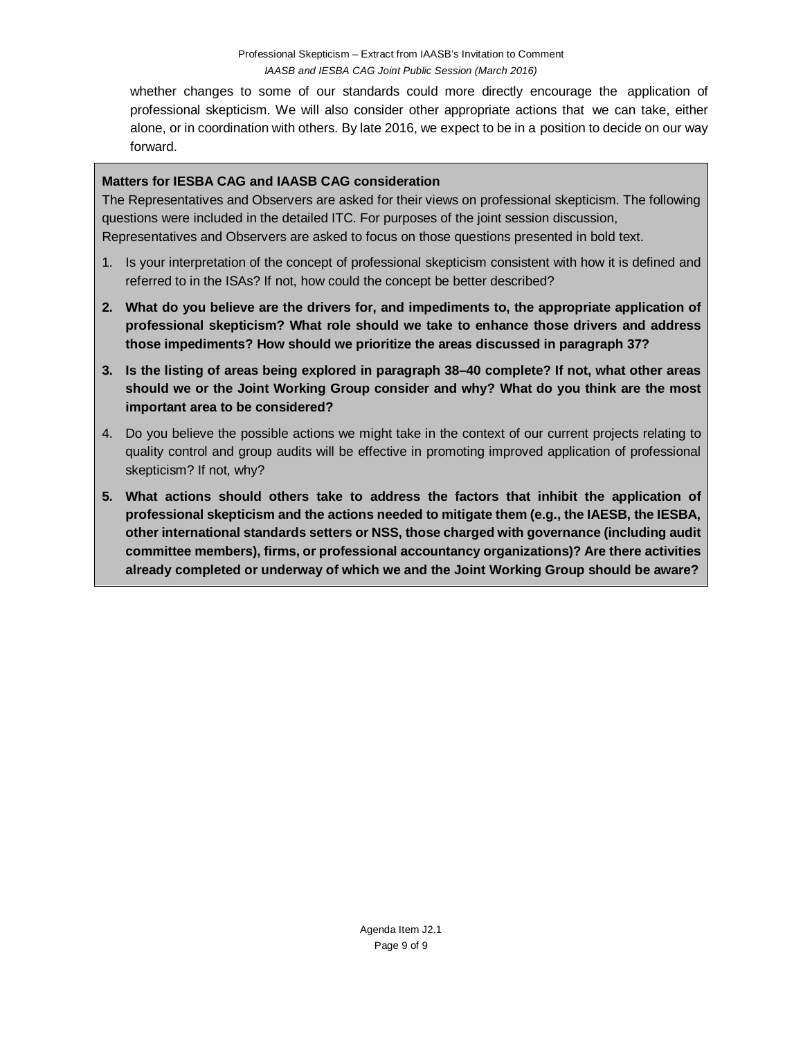whether changes to some of our standards could more directly encourage the application of professional skepticism. We will also consider other appropriate actions that we can take, either alone, or in coordination with others. By late 2016, we expect to be in a position to decide on our way forward.

**Matters for IESBA CAG and IAASB CAG consideration**

The Representatives and Observers are asked for their views on professional skepticism. The following questions were included in the detailed ITC. For purposes of the joint session discussion, Representatives and Observers are asked to focus on those questions presented in bold text.

1. Is your interpretation of the concept of professional skepticism consistent with how it is defined and referred to in the ISAs? If not, how could the concept be better described?
2. **What do you believe are the drivers for, and impediments to, the appropriate application of professional skepticism? What role should we take to enhance those drivers and address those impediments? How should we prioritize the areas discussed in paragraph 37?**
3. **Is the listing of areas being explored in paragraph 38–40 complete? If not, what other areas should we or the Joint Working Group consider and why? What do you think are the most important area to be considered?**
4. Do you believe the possible actions we might take in the context of our current projects relating to quality control and group audits will be effective in promoting improved application of professional skepticism? If not, why?
5. **What actions should others take to address the factors that inhibit the application of professional skepticism and the actions needed to mitigate them (e.g., the IAESB, the IESBA, other international standards setters or NSS, those charged with governance (including audit committee members), firms, or professional accountancy organizations)? Are there activities already completed or underway of which we and the Joint Working Group should be aware?**